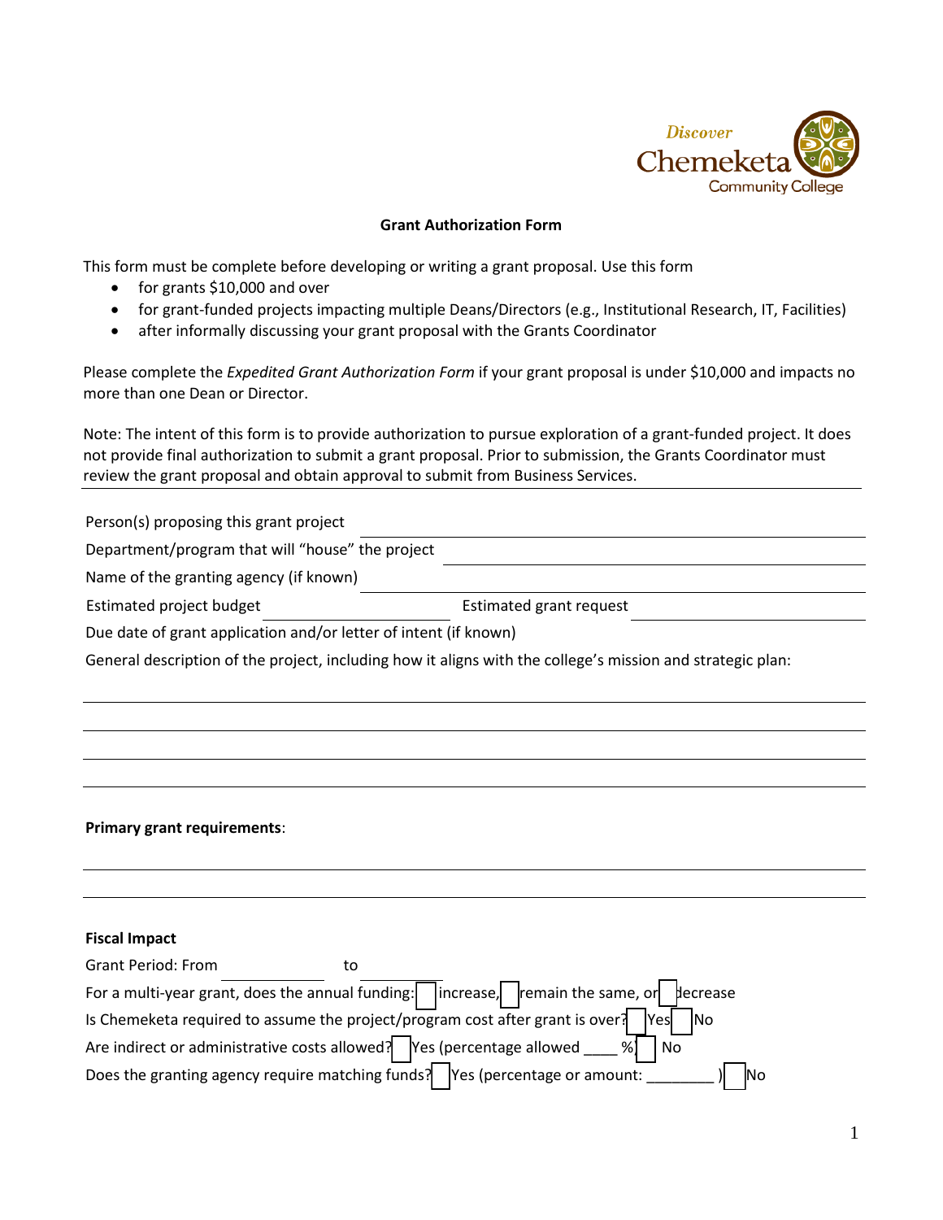Discover Chemeketa Community College

# Grant Authorization Form

This form must be complete before developing or writing a grant proposal. Use this form

- for grants $10,000 and over
- for grant-funded projects impacting multiple Deans/Directors (e.g., Institutional Research, IT, Facilities)
- after informally discussing your grant proposal with the Grants Coordinator

Please complete the *Expedited Grant Authorization Form* if your grant proposal is under $10,000 and impacts no more than one Dean or Director.

Note: The intent of this form is to provide authorization to pursue exploration of a grant-funded project. It does not provide final authorization to submit a grant proposal. Prior to submission, the Grants Coordinator must review the grant proposal and obtain approval to submit from Business Services.

---

Person(s) proposing this grant project ______________________________

Department/program that will "house" the project ______________________________

Name of the granting agency (if known) ______________________________

Estimated project budget ______________ Estimated grant request ______________

Due date of grant application and/or letter of intent (if known)

General description of the project, including how it aligns with the college's mission and strategic plan:

______________________________

______________________________

______________________________

______________________________

**Primary grant requirements**:

______________________________

______________________________

**Fiscal Impact**

Grant Period: From ____________ to ____________

For a multi-year grant, does the annual funding: ☐ increase, ☐ remain the same, or ☐ decrease

Is Chemeketa required to assume the project/program cost after grant is over? ☐ Yes ☐ No

Are indirect or administrative costs allowed? ☐ Yes (percentage allowed ____ %) ☐ No

Does the granting agency require matching funds? ☐ Yes (percentage or amount: ________ ) ☐ No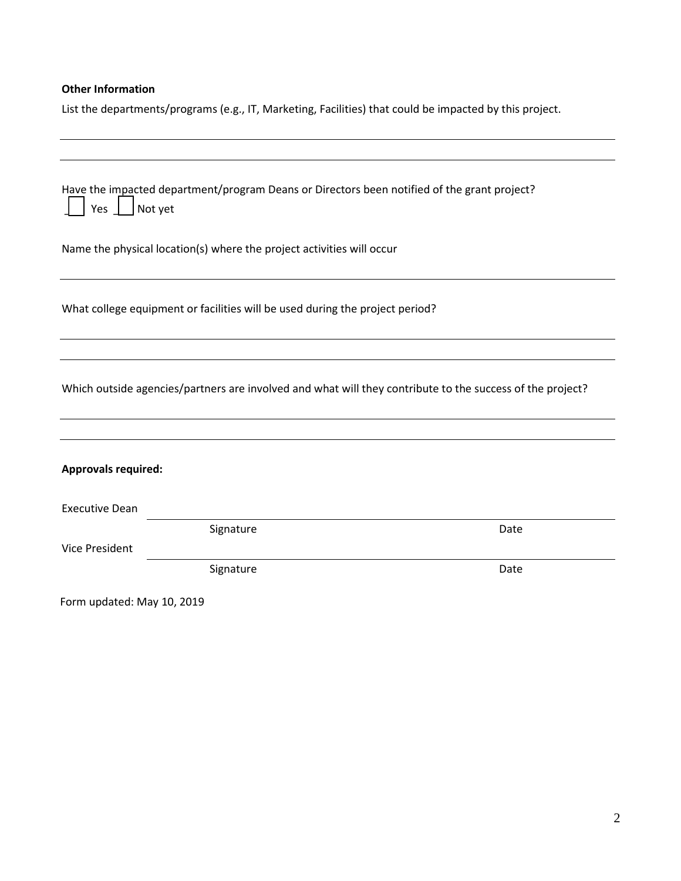**Other Information**

List the departments/programs (e.g., IT, Marketing, Facilities) that could be impacted by this project.

Have the impacted department/program Deans or Directors been notified of the grant project?

☐ Yes ☐ Not yet

Name the physical location(s) where the project activities will occur

What college equipment or facilities will be used during the project period?

Which outside agencies/partners are involved and what will they contribute to the success of the project?

**Approvals required:**

Executive Dean

Signature Date

Vice President

Signature Date

Form updated: May 10, 2019